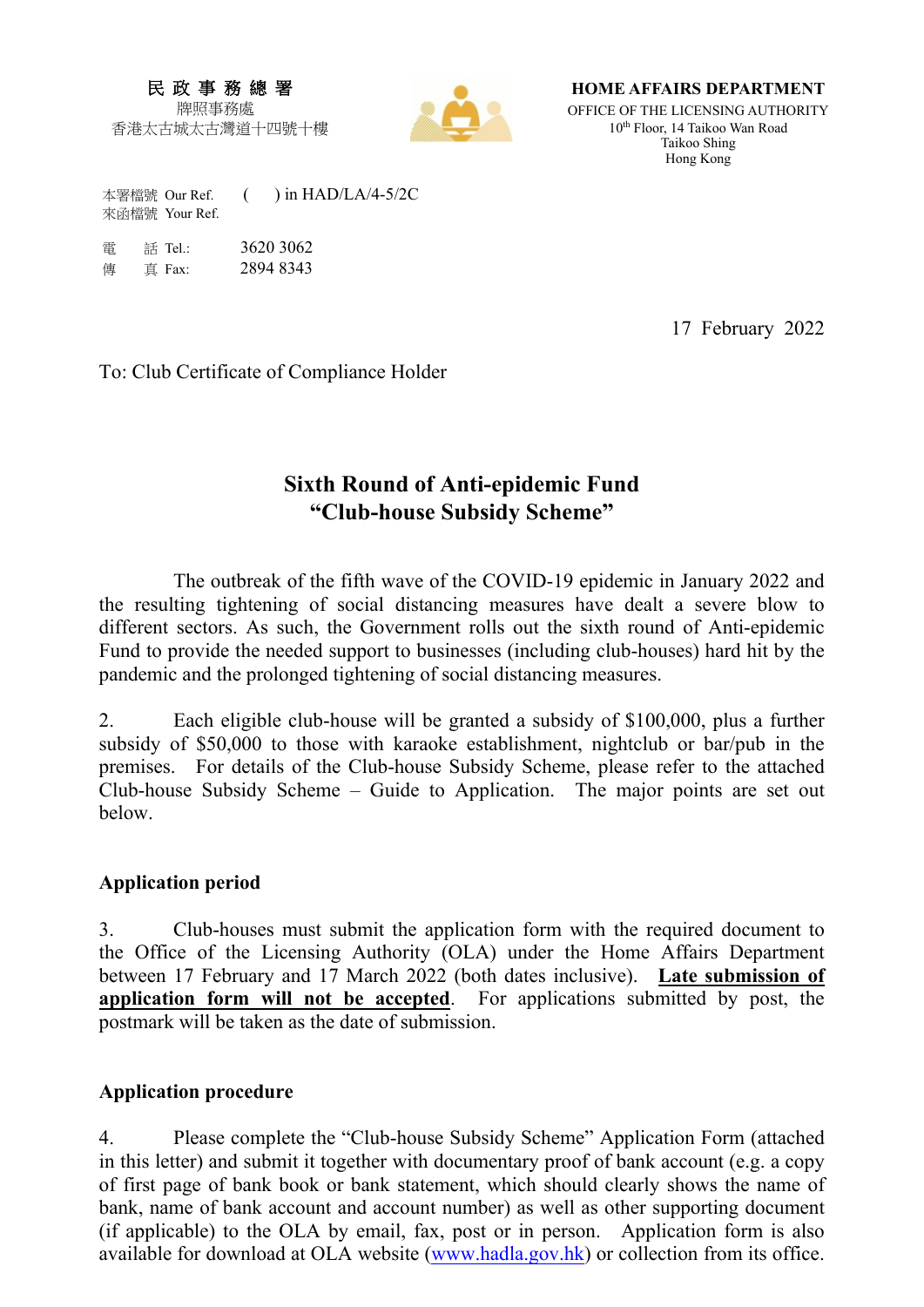民政事務總署
牌照事務處
香港太古城太古灣道十四號十樓

**HOME AFFAIRS DEPARTMENT**
OFFICE OF THE LICENSING AUTHORITY
10th Floor, 14 Taikoo Wan Road
Taikoo Shing
Hong Kong

本署檔號 Our Ref. ( ) in HAD/LA/4-5/2C
來函檔號 Your Ref.

電 話 Tel.: 3620 3062
傳 真 Fax: 2894 8343

17 February 2022

To: Club Certificate of Compliance Holder

## Sixth Round of Anti-epidemic Fund "Club-house Subsidy Scheme"

The outbreak of the fifth wave of the COVID-19 epidemic in January 2022 and the resulting tightening of social distancing measures have dealt a severe blow to different sectors. As such, the Government rolls out the sixth round of Anti-epidemic Fund to provide the needed support to businesses (including club-houses) hard hit by the pandemic and the prolonged tightening of social distancing measures.

2. Each eligible club-house will be granted a subsidy of $100,000, plus a further subsidy of $50,000 to those with karaoke establishment, nightclub or bar/pub in the premises. For details of the Club-house Subsidy Scheme, please refer to the attached Club-house Subsidy Scheme – Guide to Application. The major points are set out below.

### Application period

3. Club-houses must submit the application form with the required document to the Office of the Licensing Authority (OLA) under the Home Affairs Department between 17 February and 17 March 2022 (both dates inclusive). **Late submission of application form will not be accepted**. For applications submitted by post, the postmark will be taken as the date of submission.

### Application procedure

4. Please complete the "Club-house Subsidy Scheme" Application Form (attached in this letter) and submit it together with documentary proof of bank account (e.g. a copy of first page of bank book or bank statement, which should clearly shows the name of bank, name of bank account and account number) as well as other supporting document (if applicable) to the OLA by email, fax, post or in person. Application form is also available for download at OLA website (www.hadla.gov.hk) or collection from its office.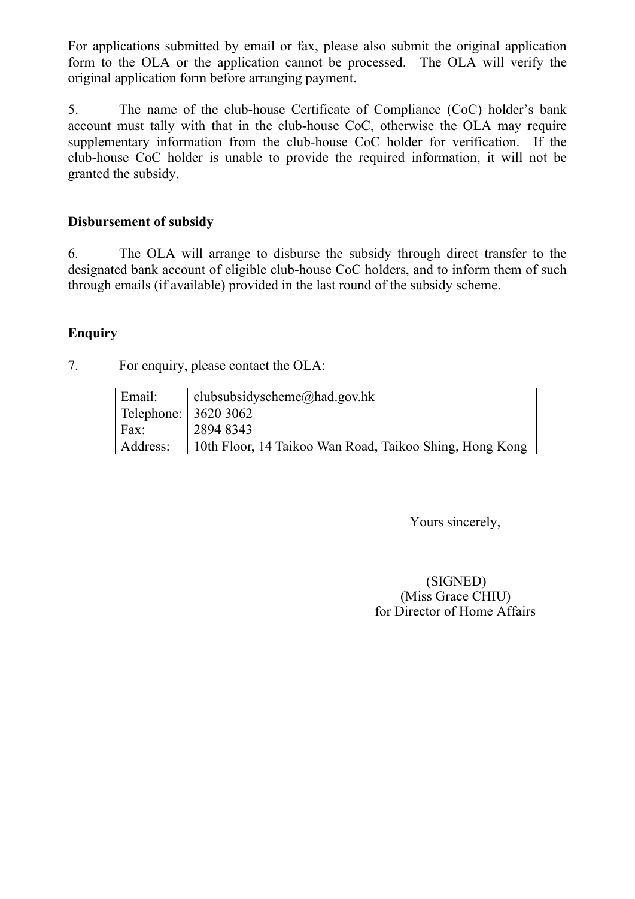For applications submitted by email or fax, please also submit the original application form to the OLA or the application cannot be processed. The OLA will verify the original application form before arranging payment.

5. The name of the club-house Certificate of Compliance (CoC) holder's bank account must tally with that in the club-house CoC, otherwise the OLA may require supplementary information from the club-house CoC holder for verification. If the club-house CoC holder is unable to provide the required information, it will not be granted the subsidy.

**Disbursement of subsidy**

6. The OLA will arrange to disburse the subsidy through direct transfer to the designated bank account of eligible club-house CoC holders, and to inform them of such through emails (if available) provided in the last round of the subsidy scheme.

**Enquiry**

7. For enquiry, please contact the OLA:

| | |
|---|---|
| Email: | clubsubsidyscheme@had.gov.hk |
| Telephone: | 3620 3062 |
| Fax: | 2894 8343 |
| Address: | 10th Floor, 14 Taikoo Wan Road, Taikoo Shing, Hong Kong |

Yours sincerely,

(SIGNED)
(Miss Grace CHIU)
for Director of Home Affairs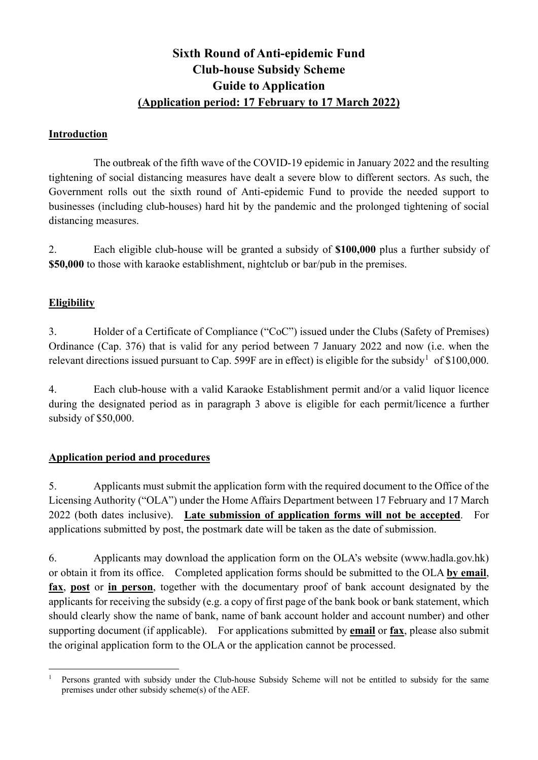# Sixth Round of Anti-epidemic Fund
# Club-house Subsidy Scheme
# Guide to Application
# (Application period: 17 February to 17 March 2022)

## Introduction

The outbreak of the fifth wave of the COVID-19 epidemic in January 2022 and the resulting tightening of social distancing measures have dealt a severe blow to different sectors. As such, the Government rolls out the sixth round of Anti-epidemic Fund to provide the needed support to businesses (including club-houses) hard hit by the pandemic and the prolonged tightening of social distancing measures.

2. Each eligible club-house will be granted a subsidy of **$100,000** plus a further subsidy of **$50,000** to those with karaoke establishment, nightclub or bar/pub in the premises.

## Eligibility

3. Holder of a Certificate of Compliance ("CoC") issued under the Clubs (Safety of Premises) Ordinance (Cap. 376) that is valid for any period between 7 January 2022 and now (i.e. when the relevant directions issued pursuant to Cap. 599F are in effect) is eligible for the subsidy[1] of $100,000.

4. Each club-house with a valid Karaoke Establishment permit and/or a valid liquor licence during the designated period as in paragraph 3 above is eligible for each permit/licence a further subsidy of $50,000.

## Application period and procedures

5. Applicants must submit the application form with the required document to the Office of the Licensing Authority ("OLA") under the Home Affairs Department between 17 February and 17 March 2022 (both dates inclusive). **Late submission of application forms will not be accepted**. For applications submitted by post, the postmark date will be taken as the date of submission.

6. Applicants may download the application form on the OLA's website (www.hadla.gov.hk) or obtain it from its office. Completed application forms should be submitted to the OLA **by email**, **fax**, **post** or **in person**, together with the documentary proof of bank account designated by the applicants for receiving the subsidy (e.g. a copy of first page of the bank book or bank statement, which should clearly show the name of bank, name of bank account holder and account number) and other supporting document (if applicable). For applications submitted by **email** or **fax**, please also submit the original application form to the OLA or the application cannot be processed.

---

[1] Persons granted with subsidy under the Club-house Subsidy Scheme will not be entitled to subsidy for the same premises under other subsidy scheme(s) of the AEF.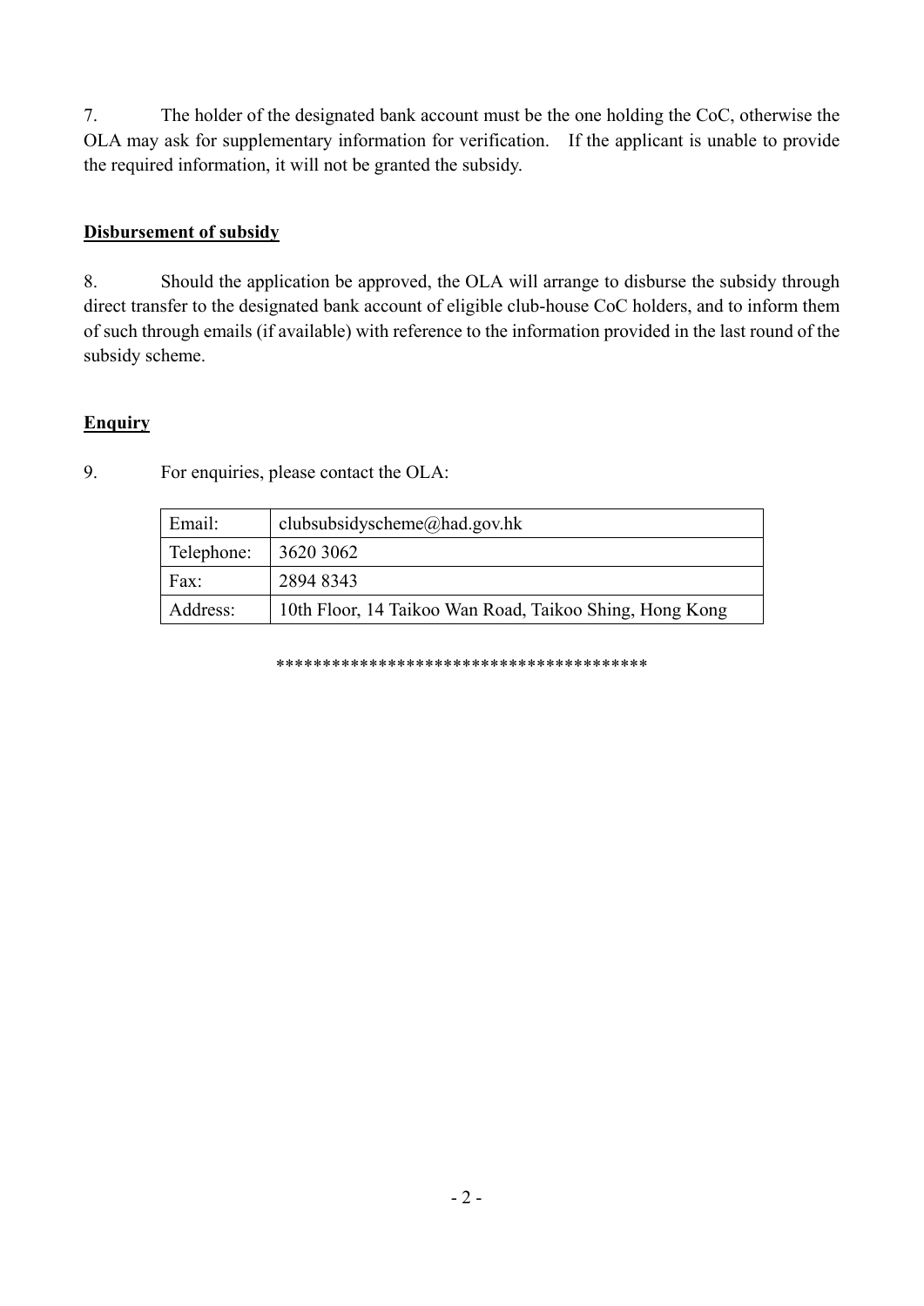7. The holder of the designated bank account must be the one holding the CoC, otherwise the OLA may ask for supplementary information for verification. If the applicant is unable to provide the required information, it will not be granted the subsidy.

**<u>Disbursement of subsidy</u>**

8. Should the application be approved, the OLA will arrange to disburse the subsidy through direct transfer to the designated bank account of eligible club-house CoC holders, and to inform them of such through emails (if available) with reference to the information provided in the last round of the subsidy scheme.

**<u>Enquiry</u>**

9. For enquiries, please contact the OLA:

| | |
|---|---|
| Email: | clubsubsidyscheme@had.gov.hk |
| Telephone: | 3620 3062 |
| Fax: | 2894 8343 |
| Address: | 10th Floor, 14 Taikoo Wan Road, Taikoo Shing, Hong Kong |

***************************************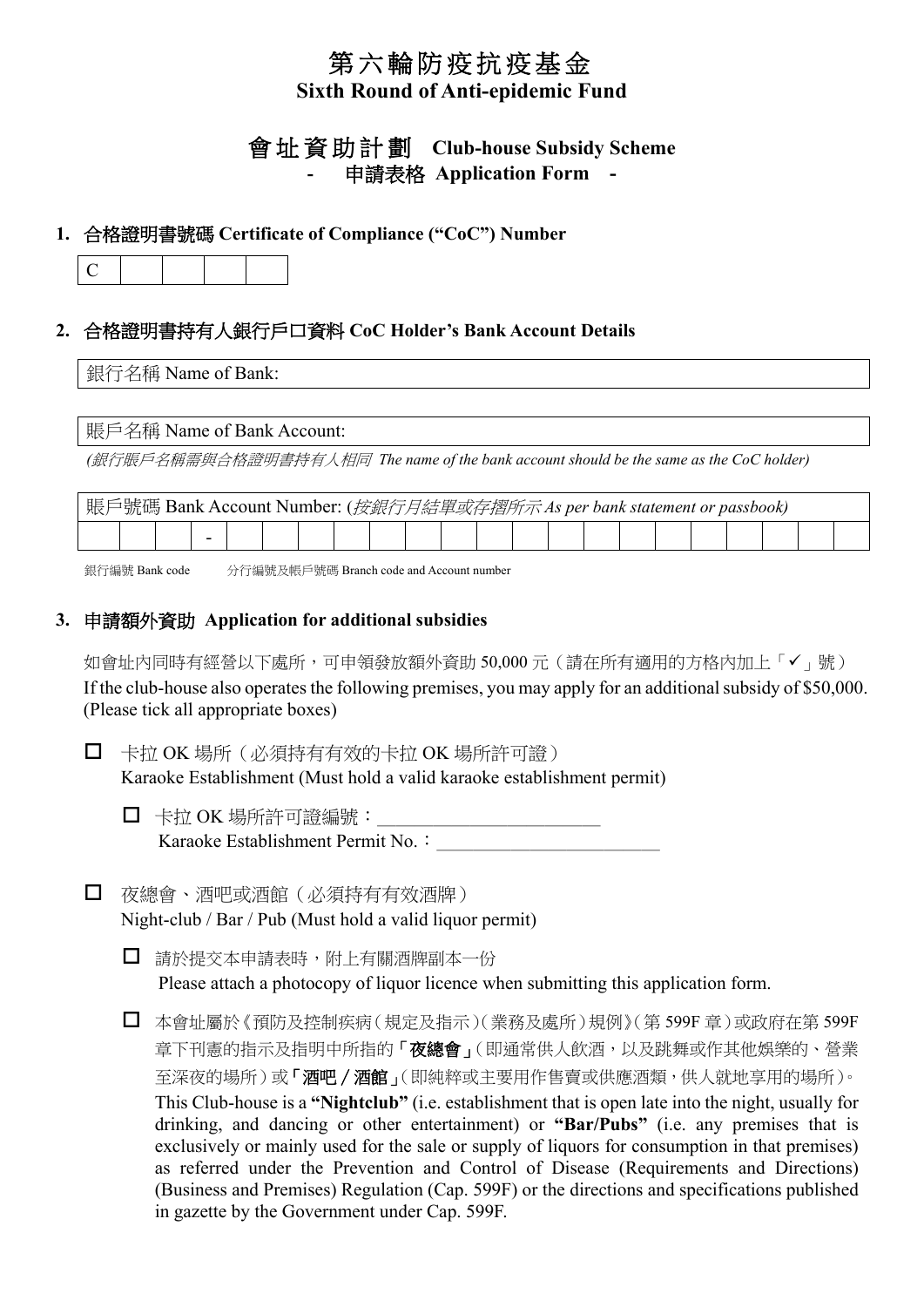# 第六輪防疫抗疫基金
**Sixth Round of Anti-epidemic Fund**

## 會址資助計劃 **Club-house Subsidy Scheme**
### - 申請表格 **Application Form** -

**1. 合格證明書號碼 Certificate of Compliance ("CoC") Number**

| C | | | | |
|---|---|---|---|---|

**2. 合格證明書持有人銀行戶口資料 CoC Holder's Bank Account Details**

銀行名稱 Name of Bank:

賬戶名稱 Name of Bank Account:

*(銀行賬戶名稱需與合格證明書持有人相同 The name of the bank account should be the same as the CoC holder)*

賬戶號碼 Bank Account Number: (*按銀行月結單或存摺所示 As per bank statement or passbook)*

| | | | - | | | | | | | | | | | | | | | | | | |
|---|---|---|---|---|---|---|---|---|---|---|---|---|---|---|---|---|---|---|---|---|---|

銀行編號 Bank code　　分行編號及帳戶號碼 Branch code and Account number

**3. 申請額外資助 Application for additional subsidies**

如會址內同時有經營以下處所，可申領發放額外資助 50,000 元（請在所有適用的方格內加上「✓」號）
If the club-house also operates the following premises, you may apply for an additional subsidy of $50,000. (Please tick all appropriate boxes)

- ☐ 卡拉 OK 場所（必須持有有效的卡拉 OK 場所許可證）
  Karaoke Establishment (Must hold a valid karaoke establishment permit)
  - ☐ 卡拉 OK 場所許可證編號：________________________
    Karaoke Establishment Permit No.：________________________

- ☐ 夜總會、酒吧或酒館（必須持有有效酒牌）
  Night-club / Bar / Pub (Must hold a valid liquor permit)
  - ☐ 請於提交本申請表時，附上有關酒牌副本一份
    Please attach a photocopy of liquor licence when submitting this application form.
  - ☐ 本會址屬於《預防及控制疾病（規定及指示）（業務及處所）規例》（第 599F 章）或政府在第 599F 章下刊憲的指示及指明中所指的「**夜總會**」（即通常供人飲酒，以及跳舞或作其他娛樂的、營業至深夜的場所）或「**酒吧／酒館**」（即純粹或主要用作售賣或供應酒類，供人就地享用的場所）。
    This Club-house is a **"Nightclub"** (i.e. establishment that is open late into the night, usually for drinking, and dancing or other entertainment) or **"Bar/Pubs"** (i.e. any premises that is exclusively or mainly used for the sale or supply of liquors for consumption in that premises) as referred under the Prevention and Control of Disease (Requirements and Directions) (Business and Premises) Regulation (Cap. 599F) or the directions and specifications published in gazette by the Government under Cap. 599F.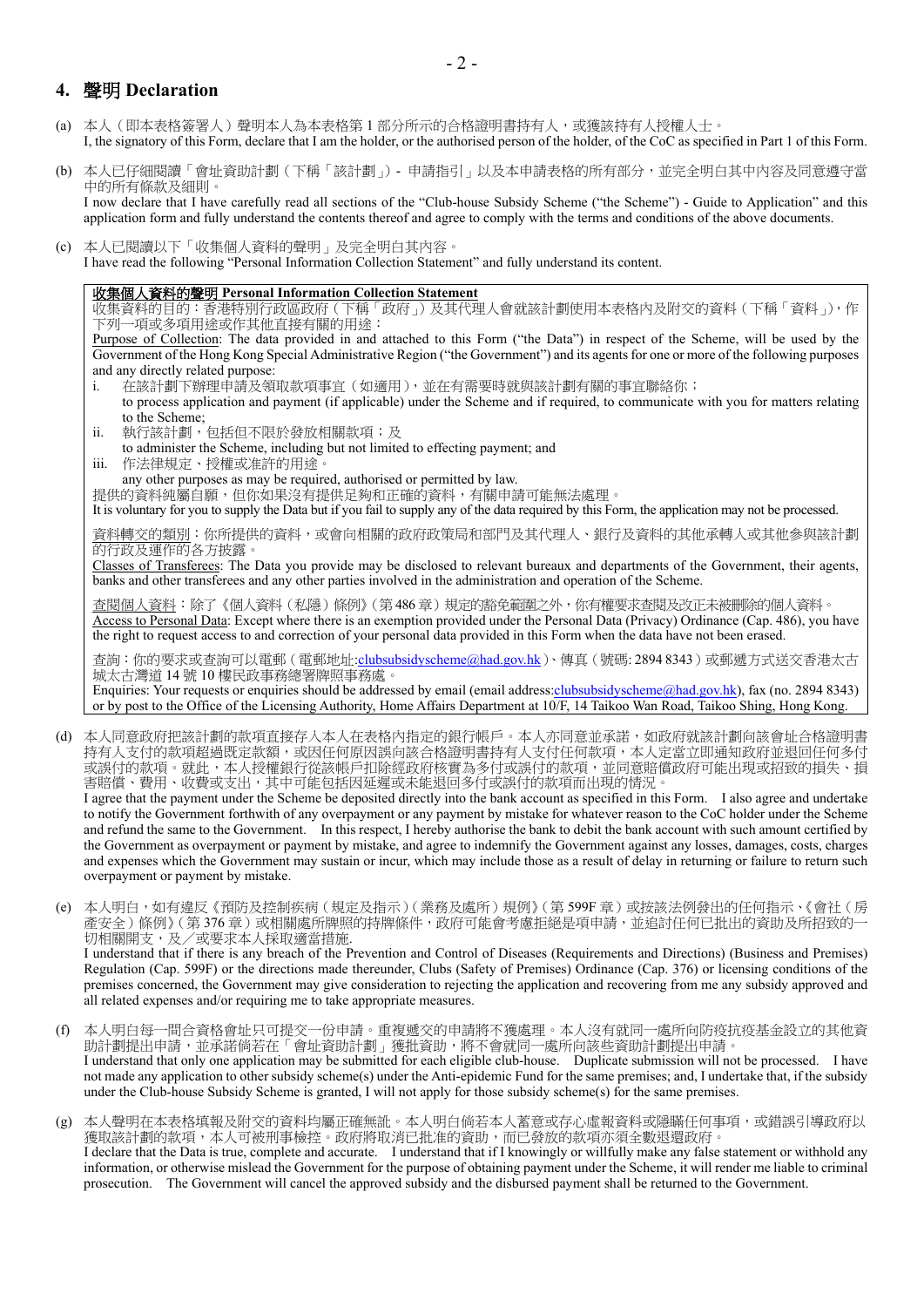## 4. 聲明 Declaration

(a) 本人（即本表格簽署人）聲明本人為本表格第 1 部分所示的合格證明書持有人，或獲該持有人授權人士。
I, the signatory of this Form, declare that I am the holder, or the authorised person of the holder, of the CoC as specified in Part 1 of this Form.

(b) 本人已仔細閱讀「會址資助計劃（下稱「該計劃」）- 申請指引」以及本申請表格的所有部分，並完全明白其中內容及同意遵守當中的所有條款及細則。
I now declare that I have carefully read all sections of the "Club-house Subsidy Scheme ("the Scheme") - Guide to Application" and this application form and fully understand the contents thereof and agree to comply with the terms and conditions of the above documents.

(c) 本人已閱讀以下「收集個人資料的聲明」及完全明白其內容。
I have read the following "Personal Information Collection Statement" and fully understand its content.

> **收集個人資料的聲明 Personal Information Collection Statement**
>
> 收集資料的目的：香港特別行政區政府（下稱「政府」）及其代理人會就該計劃使用本表格內及附交的資料（下稱「資料」），作下列一項或多項用途或作其他直接有關的用途：
> Purpose of Collection: The data provided in and attached to this Form ("the Data") in respect of the Scheme, will be used by the Government of the Hong Kong Special Administrative Region ("the Government") and its agents for one or more of the following purposes and any directly related purpose:
>
> i. 在該計劃下辦理申請及領取款項事宜（如適用），並在有需要時就與該計劃有關的事宜聯絡你；
> to process application and payment (if applicable) under the Scheme and if required, to communicate with you for matters relating to the Scheme;
>
> ii. 執行該計劃，包括但不限於發放相關款項；及
> to administer the Scheme, including but not limited to effecting payment; and
>
> iii. 作法律規定、授權或准許的用途。
> any other purposes as may be required, authorised or permitted by law.
>
> 提供的資料純屬自願，但你如果沒有提供足夠和正確的資料，有關申請可能無法處理。
> It is voluntary for you to supply the Data but if you fail to supply any of the data required by this Form, the application may not be processed.
>
> 資料轉交的類別：你所提供的資料，或會向相關的政府政策局和部門及其代理人、銀行及資料的其他承轉人或其他參與該計劃的行政及運作的各方披露。
> Classes of Transferees: The Data you provide may be disclosed to relevant bureaux and departments of the Government, their agents, banks and other transferees and any other parties involved in the administration and operation of the Scheme.
>
> 查閱個人資料：除了《個人資料（私隱）條例》（第 486 章）規定的豁免範圍之外，你有權要求查閱及改正未被刪除的個人資料。
> Access to Personal Data: Except where there is an exemption provided under the Personal Data (Privacy) Ordinance (Cap. 486), you have the right to request access to and correction of your personal data provided in this Form when the data have not been erased.
>
> 查詢：你的要求或查詢可以電郵（電郵地址:clubsubsidyscheme@had.gov.hk）、傳真（號碼: 2894 8343）或郵遞方式送交香港太古城太古灣道 14 號 10 樓民政事務總署牌照事務處。
> Enquiries: Your requests or enquiries should be addressed by email (email address:clubsubsidyscheme@had.gov.hk), fax (no. 2894 8343) or by post to the Office of the Licensing Authority, Home Affairs Department at 10/F, 14 Taikoo Wan Road, Taikoo Shing, Hong Kong.

(d) 本人同意政府把該計劃的款項直接存入本人在表格內指定的銀行帳戶。本人亦同意並承諾，如政府就該計劃向該會址合格證明書持有人支付的款項超過既定款額，或因任何原因誤向該合格證明書持有人支付任何款項，本人定當立即通知政府並退回任何多付或誤付的款項。就此，本人授權銀行從該帳戶扣除經政府核實為多付或誤付的款項，並同意賠償政府可能出現或招致的損失、損害賠償、費用、收費或支出，其中可能包括因延遲或未能退回多付或誤付的款項而出現的情況。
I agree that the payment under the Scheme be deposited directly into the bank account as specified in this Form. I also agree and undertake to notify the Government forthwith of any overpayment or any payment by mistake for whatever reason to the CoC holder under the Scheme and refund the same to the Government. In this respect, I hereby authorise the bank to debit the bank account with such amount certified by the Government as overpayment or payment by mistake, and agree to indemnify the Government against any losses, damages, costs, charges and expenses which the Government may sustain or incur, which may include those as a result of delay in returning or failure to return such overpayment or payment by mistake.

(e) 本人明白，如有違反《預防及控制疾病（規定及指示）（業務及處所）規例》（第 599F 章）或按該法例發出的任何指示、《會社（房產安全）條例》（第 376 章）或相關處所牌照的持牌條件，政府可能會考慮拒絕是項申請，並追討任何已批出的資助及所招致的一切相關開支，及／或要求本人採取適當措施.
I understand that if there is any breach of the Prevention and Control of Diseases (Requirements and Directions) (Business and Premises) Regulation (Cap. 599F) or the directions made thereunder, Clubs (Safety of Premises) Ordinance (Cap. 376) or licensing conditions of the premises concerned, the Government may give consideration to rejecting the application and recovering from me any subsidy approved and all related expenses and/or requiring me to take appropriate measures.

(f) 本人明白每一間合資格會址只可提交一份申請。重複遞交的申請將不獲處理。本人沒有就同一處所向防疫抗疫基金設立的其他資助計劃提出申請，並承諾倘若在「會址資助計劃」獲批資助，將不會就同一處所向該些資助計劃提出申請。
I understand that only one application may be submitted for each eligible club-house. Duplicate submission will not be processed. I have not made any application to other subsidy scheme(s) under the Anti-epidemic Fund for the same premises; and, I undertake that, if the subsidy under the Club-house Subsidy Scheme is granted, I will not apply for those subsidy scheme(s) for the same premises.

(g) 本人聲明在本表格填報及附交的資料均屬正確無訛。本人明白倘若本人蓄意或存心虛報資料或隱瞞任何事項，或錯誤引導政府以獲取該計劃的款項，本人可被刑事檢控。政府將取消已批准的資助，而已發放的款項亦須全數退還政府。
I declare that the Data is true, complete and accurate. I understand that if I knowingly or willfully make any false statement or withhold any information, or otherwise mislead the Government for the purpose of obtaining payment under the Scheme, it will render me liable to criminal prosecution. The Government will cancel the approved subsidy and the disbursed payment shall be returned to the Government.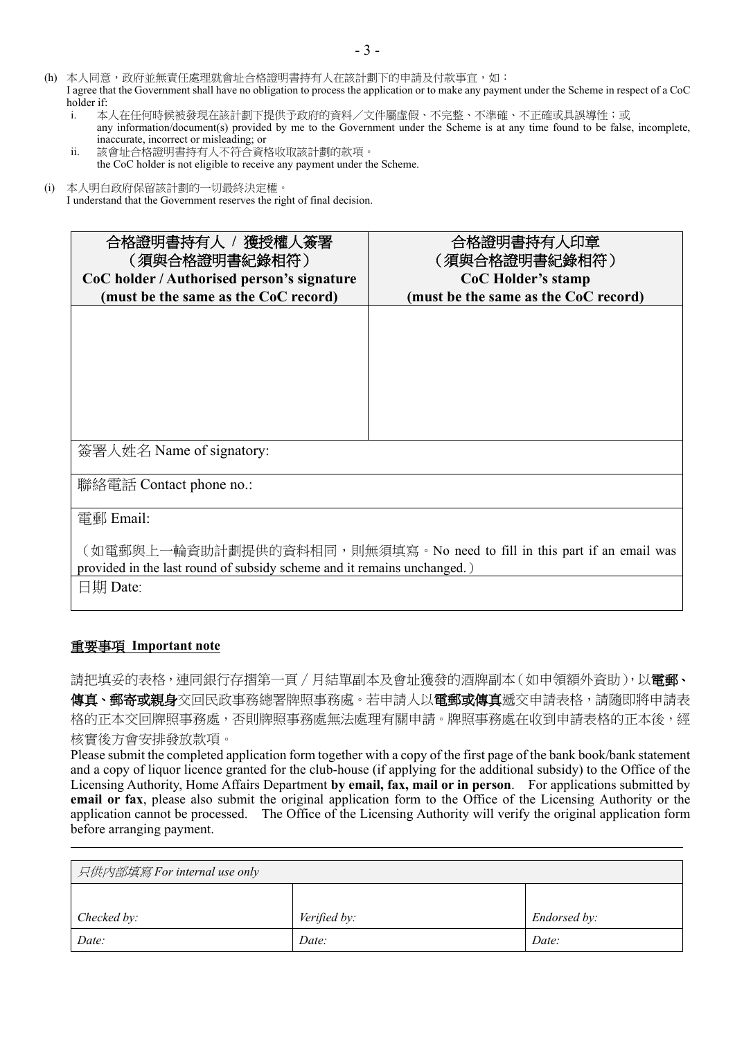(h) 本人同意，政府並無責任處理就會址合格證明書持有人在該計劃下的申請及付款事宜，如：
I agree that the Government shall have no obligation to process the application or to make any payment under the Scheme in respect of a CoC holder if:

   i. 本人在任何時候被發現在該計劃下提供予政府的資料／文件屬虛假、不完整、不準確、不正確或具誤導性；或
   any information/document(s) provided by me to the Government under the Scheme is at any time found to be false, incomplete, inaccurate, incorrect or misleading; or

   ii. 該會址合格證明書持有人不符合資格收取該計劃的款項。
   the CoC holder is not eligible to receive any payment under the Scheme.

(i) 本人明白政府保留該計劃的一切最終決定權。
I understand that the Government reserves the right of final decision.

| 合格證明書持有人 / 獲授權人簽署（須與合格證明書紀錄相符）**CoC holder / Authorised person's signature (must be the same as the CoC record)** | 合格證明書持有人印章（須與合格證明書紀錄相符）**CoC Holder's stamp (must be the same as the CoC record)** |
|---|---|
| | |
| 簽署人姓名 Name of signatory: | |
| 聯絡電話 Contact phone no.: | |
| 電郵 Email:<br>（如電郵與上一輪資助計劃提供的資料相同，則無須填寫。No need to fill in this part if an email was provided in the last round of subsidy scheme and it remains unchanged.） | |
| 日期 Date: | |

## 重要事項 Important note

請把填妥的表格，連同銀行存摺第一頁／月結單副本及會址獲發的酒牌副本（如申領額外資助），以**電郵、傳真、郵寄或親身**交回民政事務總署牌照事務處。若申請人以**電郵或傳真**遞交申請表格，請隨即將申請表格的正本交回牌照事務處，否則牌照事務處無法處理有關申請。牌照事務處在收到申請表格的正本後，經核實後方會安排發放款項。

Please submit the completed application form together with a copy of the first page of the bank book/bank statement and a copy of liquor licence granted for the club-house (if applying for the additional subsidy) to the Office of the Licensing Authority, Home Affairs Department **by email, fax, mail or in person**. For applications submitted by **email or fax**, please also submit the original application form to the Office of the Licensing Authority or the application cannot be processed. The Office of the Licensing Authority will verify the original application form before arranging payment.

| *只供內部填寫 For internal use only* | | |
|---|---|---|
| *Checked by:* | *Verified by:* | *Endorsed by:* |
| *Date:* | *Date:* | *Date:* |